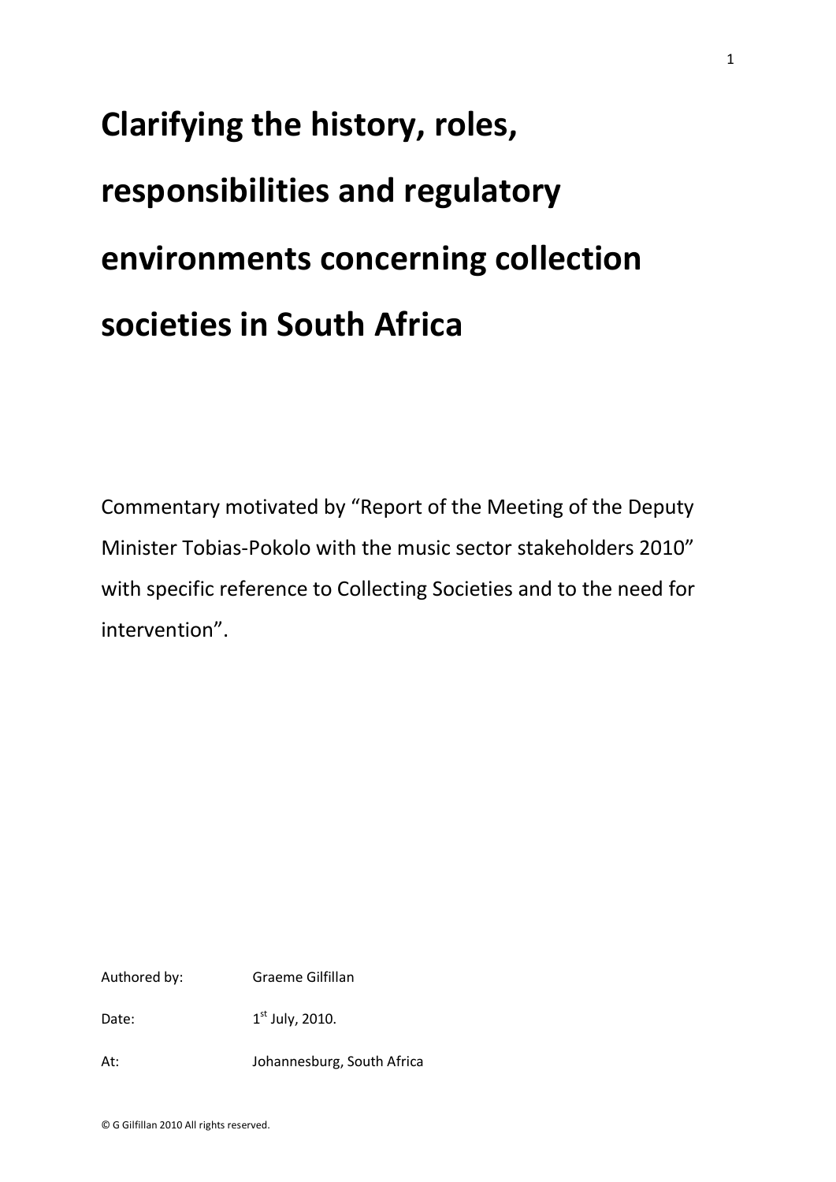# Clarifying the history, roles, responsibilities and regulatory environments concerning collection societies in South Africa

Commentary motivated by "Report of the Meeting of the Deputy Minister Tobias-Pokolo with the music sector stakeholders 2010" with specific reference to Collecting Societies and to the need for intervention".

Authored by: Graeme Gilfillan

Date: 1st July, 2010.

At: Johannesburg, South Africa

© G Gilfillan 2010 All rights reserved.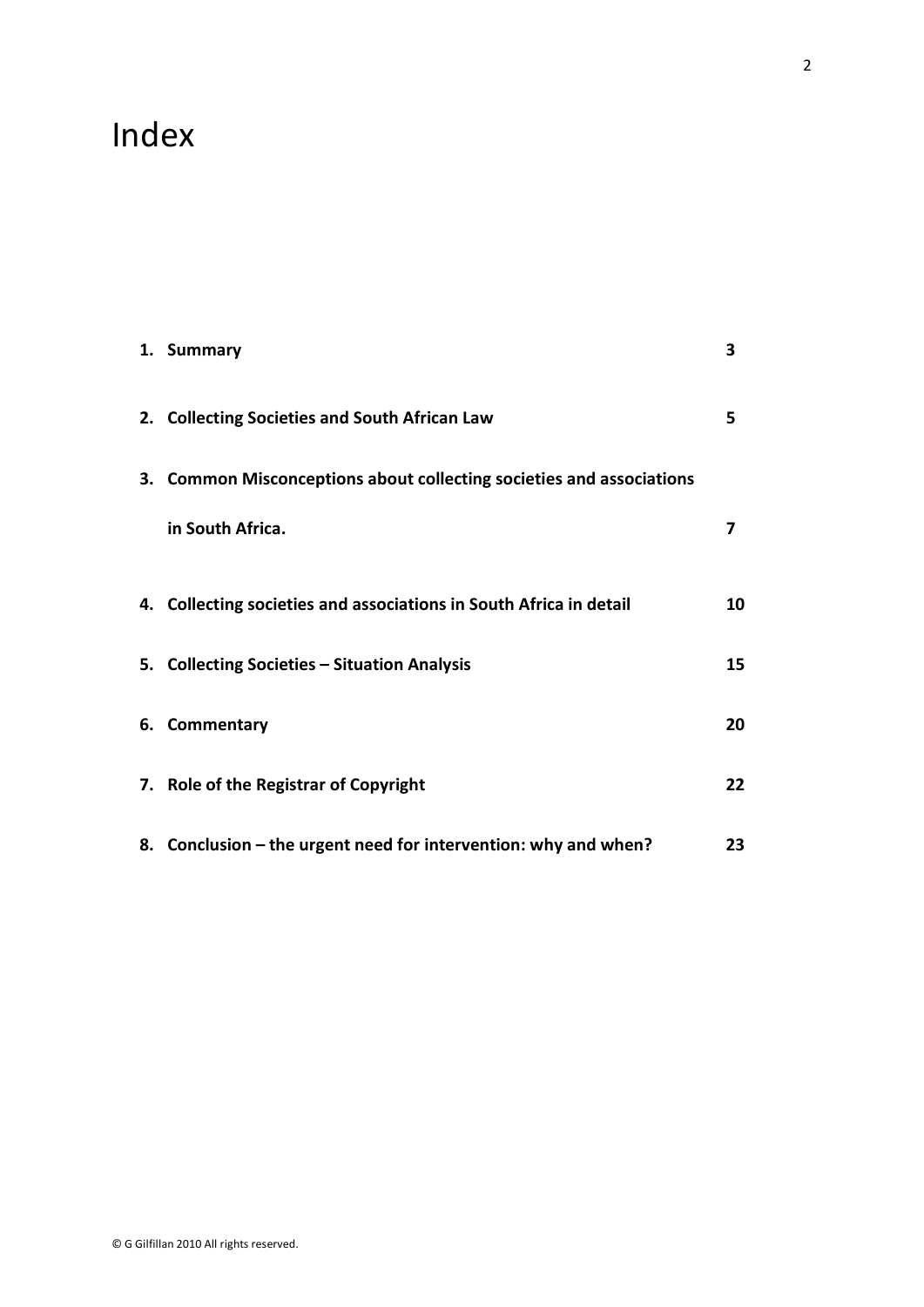# Index

| | | |
|---|---|---|
| **1.** | **Summary** | **3** |
| **2.** | **Collecting Societies and South African Law** | **5** |
| **3.** | **Common Misconceptions about collecting societies and associations in South Africa.** | **7** |
| **4.** | **Collecting societies and associations in South Africa in detail** | **10** |
| **5.** | **Collecting Societies – Situation Analysis** | **15** |
| **6.** | **Commentary** | **20** |
| **7.** | **Role of the Registrar of Copyright** | **22** |
| **8.** | **Conclusion – the urgent need for intervention: why and when?** | **23** |

© G Gilfillan 2010 All rights reserved.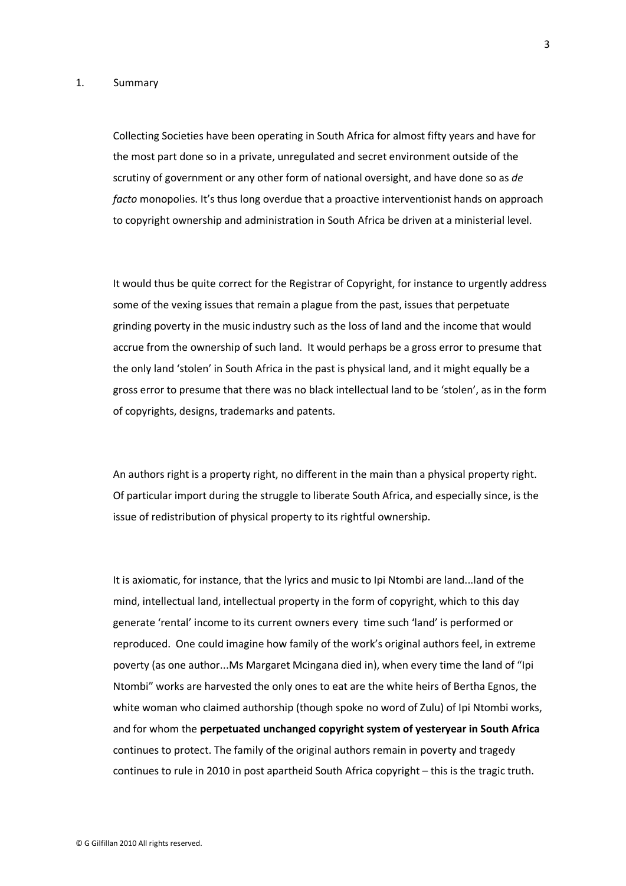## 1. Summary

Collecting Societies have been operating in South Africa for almost fifty years and have for the most part done so in a private, unregulated and secret environment outside of the scrutiny of government or any other form of national oversight, and have done so as *de facto* monopolies. It's thus long overdue that a proactive interventionist hands on approach to copyright ownership and administration in South Africa be driven at a ministerial level.

It would thus be quite correct for the Registrar of Copyright, for instance to urgently address some of the vexing issues that remain a plague from the past, issues that perpetuate grinding poverty in the music industry such as the loss of land and the income that would accrue from the ownership of such land. It would perhaps be a gross error to presume that the only land 'stolen' in South Africa in the past is physical land, and it might equally be a gross error to presume that there was no black intellectual land to be 'stolen', as in the form of copyrights, designs, trademarks and patents.

An authors right is a property right, no different in the main than a physical property right. Of particular import during the struggle to liberate South Africa, and especially since, is the issue of redistribution of physical property to its rightful ownership.

It is axiomatic, for instance, that the lyrics and music to Ipi Ntombi are land...land of the mind, intellectual land, intellectual property in the form of copyright, which to this day generate 'rental' income to its current owners every time such 'land' is performed or reproduced. One could imagine how family of the work's original authors feel, in extreme poverty (as one author...Ms Margaret Mcingana died in), when every time the land of "Ipi Ntombi" works are harvested the only ones to eat are the white heirs of Bertha Egnos, the white woman who claimed authorship (though spoke no word of Zulu) of Ipi Ntombi works, and for whom the **perpetuated unchanged copyright system of yesteryear in South Africa** continues to protect. The family of the original authors remain in poverty and tragedy continues to rule in 2010 in post apartheid South Africa copyright – this is the tragic truth.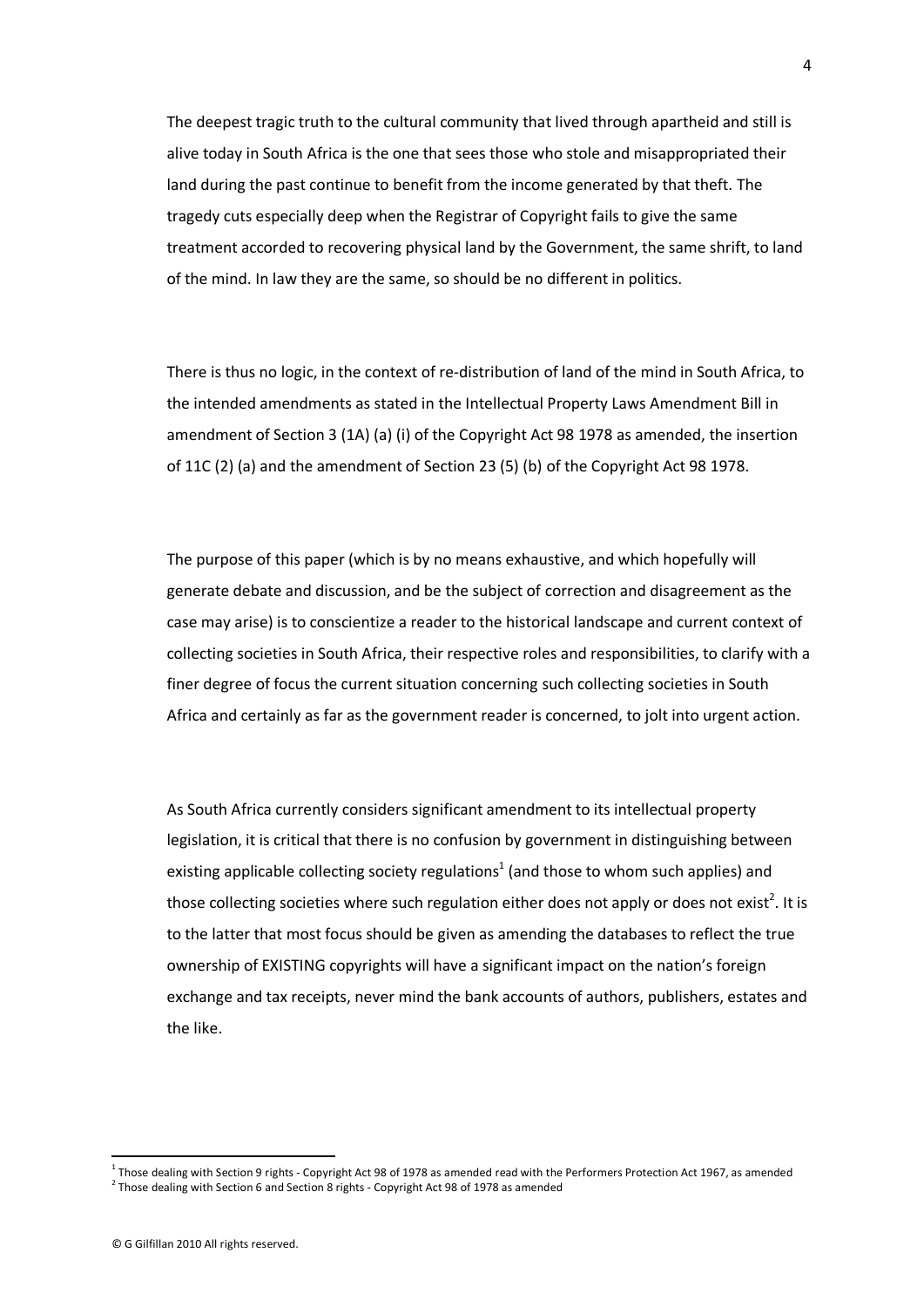The deepest tragic truth to the cultural community that lived through apartheid and still is alive today in South Africa is the one that sees those who stole and misappropriated their land during the past continue to benefit from the income generated by that theft. The tragedy cuts especially deep when the Registrar of Copyright fails to give the same treatment accorded to recovering physical land by the Government, the same shrift, to land of the mind. In law they are the same, so should be no different in politics.

There is thus no logic, in the context of re-distribution of land of the mind in South Africa, to the intended amendments as stated in the Intellectual Property Laws Amendment Bill in amendment of Section 3 (1A) (a) (i) of the Copyright Act 98 1978 as amended, the insertion of 11C (2) (a) and the amendment of Section 23 (5) (b) of the Copyright Act 98 1978.

The purpose of this paper (which is by no means exhaustive, and which hopefully will generate debate and discussion, and be the subject of correction and disagreement as the case may arise) is to conscientize a reader to the historical landscape and current context of collecting societies in South Africa, their respective roles and responsibilities, to clarify with a finer degree of focus the current situation concerning such collecting societies in South Africa and certainly as far as the government reader is concerned, to jolt into urgent action.

As South Africa currently considers significant amendment to its intellectual property legislation, it is critical that there is no confusion by government in distinguishing between existing applicable collecting society regulations[1] (and those to whom such applies) and those collecting societies where such regulation either does not apply or does not exist[2]. It is to the latter that most focus should be given as amending the databases to reflect the true ownership of EXISTING copyrights will have a significant impact on the nation's foreign exchange and tax receipts, never mind the bank accounts of authors, publishers, estates and the like.

[1] Those dealing with Section 9 rights - Copyright Act 98 of 1978 as amended read with the Performers Protection Act 1967, as amended

[2] Those dealing with Section 6 and Section 8 rights - Copyright Act 98 of 1978 as amended

© G Gilfillan 2010 All rights reserved.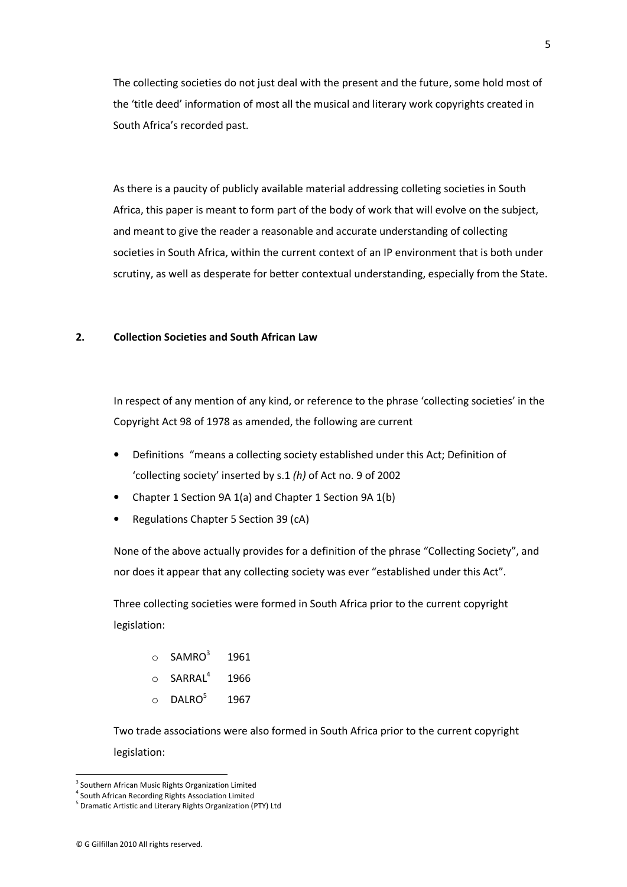The collecting societies do not just deal with the present and the future, some hold most of the 'title deed' information of most all the musical and literary work copyrights created in South Africa's recorded past.

As there is a paucity of publicly available material addressing colleting societies in South Africa, this paper is meant to form part of the body of work that will evolve on the subject, and meant to give the reader a reasonable and accurate understanding of collecting societies in South Africa, within the current context of an IP environment that is both under scrutiny, as well as desperate for better contextual understanding, especially from the State.

## 2. Collection Societies and South African Law

In respect of any mention of any kind, or reference to the phrase 'collecting societies' in the Copyright Act 98 of 1978 as amended, the following are current

- Definitions "means a collecting society established under this Act; Definition of 'collecting society' inserted by s.1 *(h)* of Act no. 9 of 2002
- Chapter 1 Section 9A 1(a) and Chapter 1 Section 9A 1(b)
- Regulations Chapter 5 Section 39 (cA)

None of the above actually provides for a definition of the phrase "Collecting Society", and nor does it appear that any collecting society was ever "established under this Act".

Three collecting societies were formed in South Africa prior to the current copyright legislation:

- SAMRO[3] 1961
- SARRAL[4] 1966
- DALRO[5] 1967

Two trade associations were also formed in South Africa prior to the current copyright legislation:

---

[3] Southern African Music Rights Organization Limited

[4] South African Recording Rights Association Limited

[5] Dramatic Artistic and Literary Rights Organization (PTY) Ltd

© G Gilfillan 2010 All rights reserved.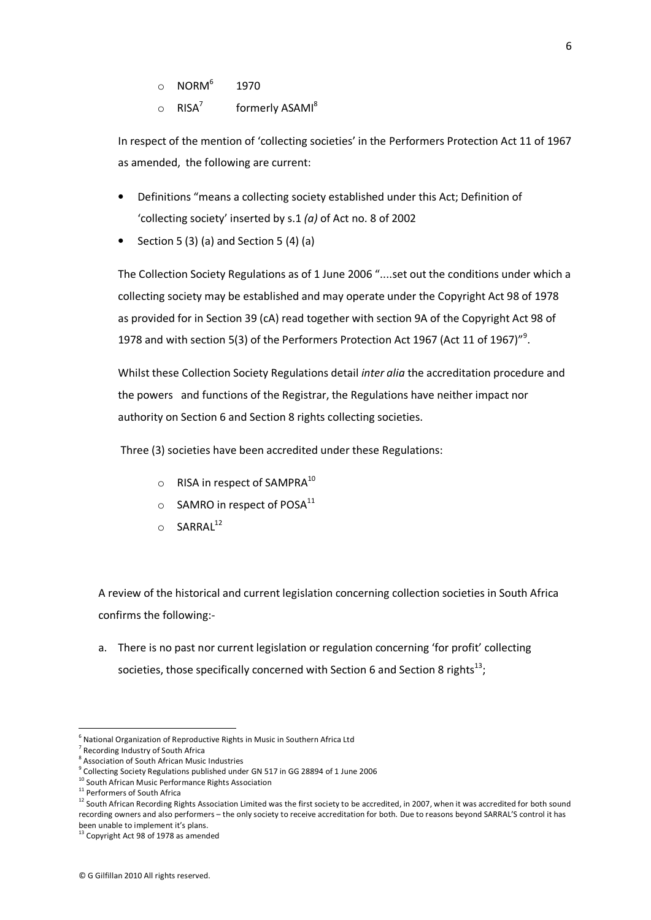- NORM[6] 1970
- RISA[7] formerly ASAMI[8]

In respect of the mention of 'collecting societies' in the Performers Protection Act 11 of 1967 as amended, the following are current:

- Definitions "means a collecting society established under this Act; Definition of 'collecting society' inserted by s.1 *(a)* of Act no. 8 of 2002
- Section 5 (3) (a) and Section 5 (4) (a)

The Collection Society Regulations as of 1 June 2006 "....set out the conditions under which a collecting society may be established and may operate under the Copyright Act 98 of 1978 as provided for in Section 39 (cA) read together with section 9A of the Copyright Act 98 of 1978 and with section 5(3) of the Performers Protection Act 1967 (Act 11 of 1967)"[9].

Whilst these Collection Society Regulations detail *inter alia* the accreditation procedure and the powers and functions of the Registrar, the Regulations have neither impact nor authority on Section 6 and Section 8 rights collecting societies.

Three (3) societies have been accredited under these Regulations:

- RISA in respect of SAMPRA[10]
- SAMRO in respect of POSA[11]
- SARRAL[12]

A review of the historical and current legislation concerning collection societies in South Africa confirms the following:-

a. There is no past nor current legislation or regulation concerning 'for profit' collecting societies, those specifically concerned with Section 6 and Section 8 rights[13];

---

[6] National Organization of Reproductive Rights in Music in Southern Africa Ltd

[7] Recording Industry of South Africa

[8] Association of South African Music Industries

[9] Collecting Society Regulations published under GN 517 in GG 28894 of 1 June 2006

[10] South African Music Performance Rights Association

[11] Performers of South Africa

[12] South African Recording Rights Association Limited was the first society to be accredited, in 2007, when it was accredited for both sound recording owners and also performers – the only society to receive accreditation for both. Due to reasons beyond SARRAL'S control it has been unable to implement it's plans.

[13] Copyright Act 98 of 1978 as amended

© G Gilfillan 2010 All rights reserved.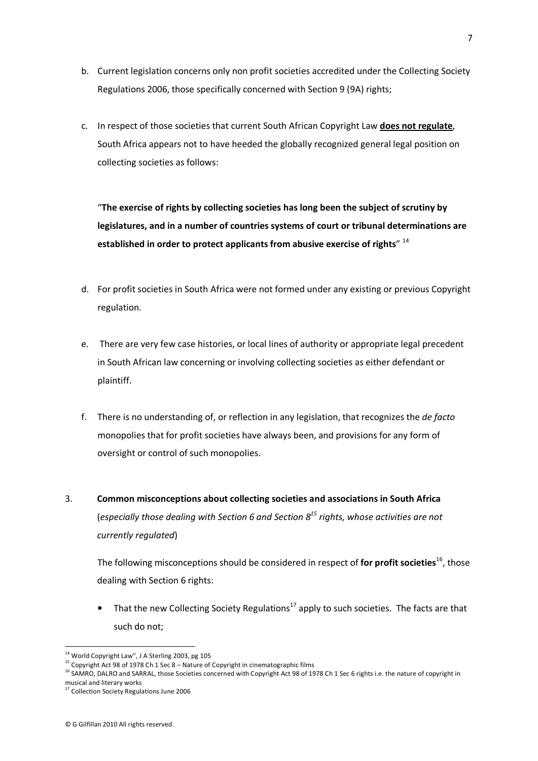b. Current legislation concerns only non profit societies accredited under the Collecting Society Regulations 2006, those specifically concerned with Section 9 (9A) rights;

c. In respect of those societies that current South African Copyright Law **<u>does not regulate</u>**, South Africa appears not to have heeded the globally recognized general legal position on collecting societies as follows:

   "**The exercise of rights by collecting societies has long been the subject of scrutiny by legislatures, and in a number of countries systems of court or tribunal determinations are established in order to protect applicants from abusive exercise of rights**" [14]

d. For profit societies in South Africa were not formed under any existing or previous Copyright regulation.

e. There are very few case histories, or local lines of authority or appropriate legal precedent in South African law concerning or involving collecting societies as either defendant or plaintiff.

f. There is no understanding of, or reflection in any legislation, that recognizes the *de facto* monopolies that for profit societies have always been, and provisions for any form of oversight or control of such monopolies.

3. **Common misconceptions about collecting societies and associations in South Africa** (*especially those dealing with Section 6 and Section 8[15] rights, whose activities are not currently regulated*)

   The following misconceptions should be considered in respect of **for profit societies**[16], those dealing with Section 6 rights:

   - That the new Collecting Society Regulations[17] apply to such societies. The facts are that such do not;

---

[14] World Copyright Law", J A Sterling 2003, pg 105

[15] Copyright Act 98 of 1978 Ch 1 Sec 8 – Nature of Copyright in cinematographic films

[16] SAMRO, DALRO and SARRAL, those Societies concerned with Copyright Act 98 of 1978 Ch 1 Sec 6 rights i.e. the nature of copyright in musical and literary works

[17] Collection Society Regulations June 2006

© G Gilfillan 2010 All rights reserved.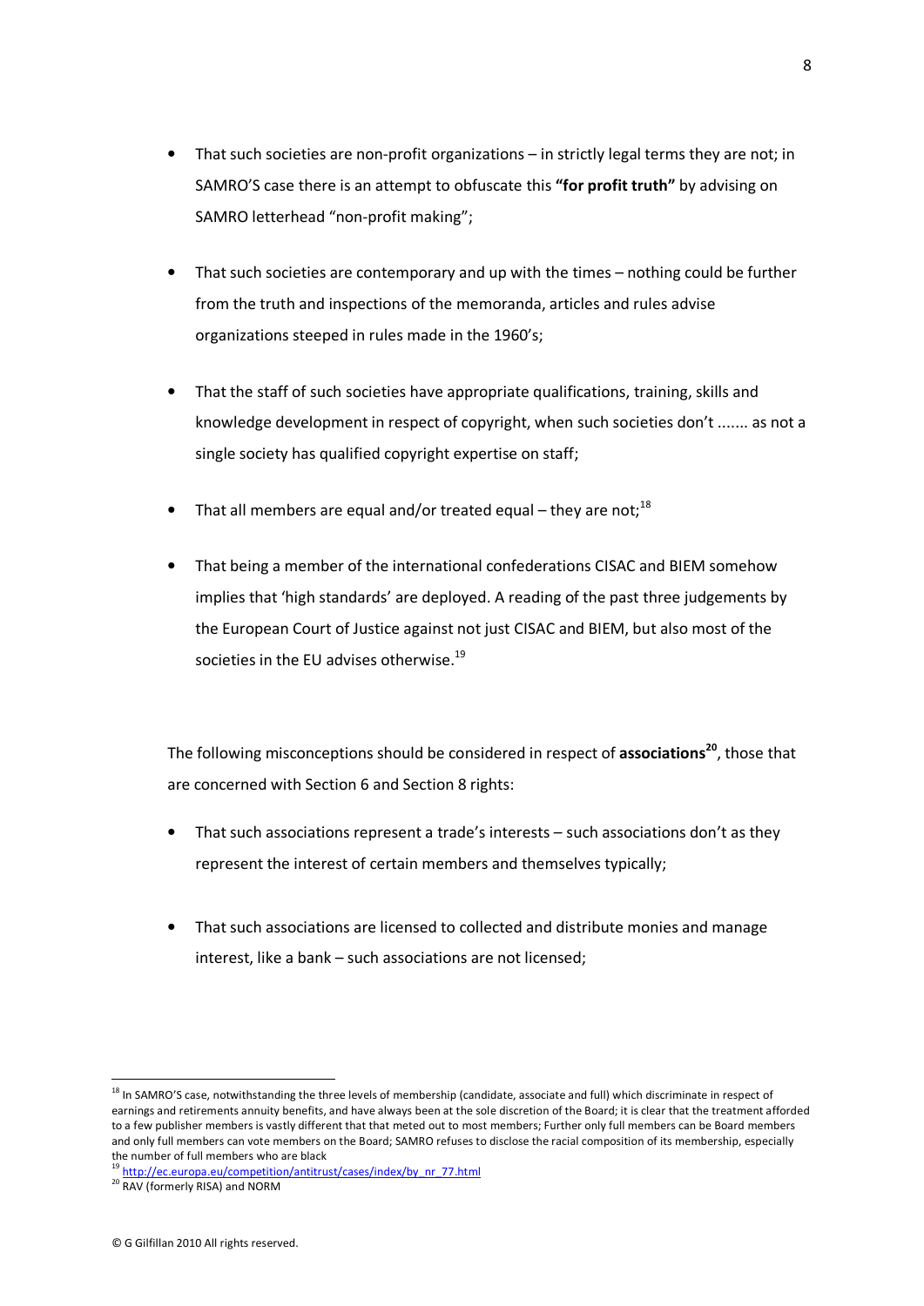- That such societies are non-profit organizations – in strictly legal terms they are not; in SAMRO'S case there is an attempt to obfuscate this **"for profit truth"** by advising on SAMRO letterhead "non-profit making";

- That such societies are contemporary and up with the times – nothing could be further from the truth and inspections of the memoranda, articles and rules advise organizations steeped in rules made in the 1960's;

- That the staff of such societies have appropriate qualifications, training, skills and knowledge development in respect of copyright, when such societies don't ....... as not a single society has qualified copyright expertise on staff;

- That all members are equal and/or treated equal – they are not;[18]

- That being a member of the international confederations CISAC and BIEM somehow implies that 'high standards' are deployed. A reading of the past three judgements by the European Court of Justice against not just CISAC and BIEM, but also most of the societies in the EU advises otherwise.[19]

The following misconceptions should be considered in respect of **associations**[20], those that are concerned with Section 6 and Section 8 rights:

- That such associations represent a trade's interests – such associations don't as they represent the interest of certain members and themselves typically;

- That such associations are licensed to collected and distribute monies and manage interest, like a bank – such associations are not licensed;

---

[18] In SAMRO'S case, notwithstanding the three levels of membership (candidate, associate and full) which discriminate in respect of earnings and retirements annuity benefits, and have always been at the sole discretion of the Board; it is clear that the treatment afforded to a few publisher members is vastly different that that meted out to most members; Further only full members can be Board members and only full members can vote members on the Board; SAMRO refuses to disclose the racial composition of its membership, especially the number of full members who are black

[19] http://ec.europa.eu/competition/antitrust/cases/index/by_nr_77.html

[20] RAV (formerly RISA) and NORM

© G Gilfillan 2010 All rights reserved.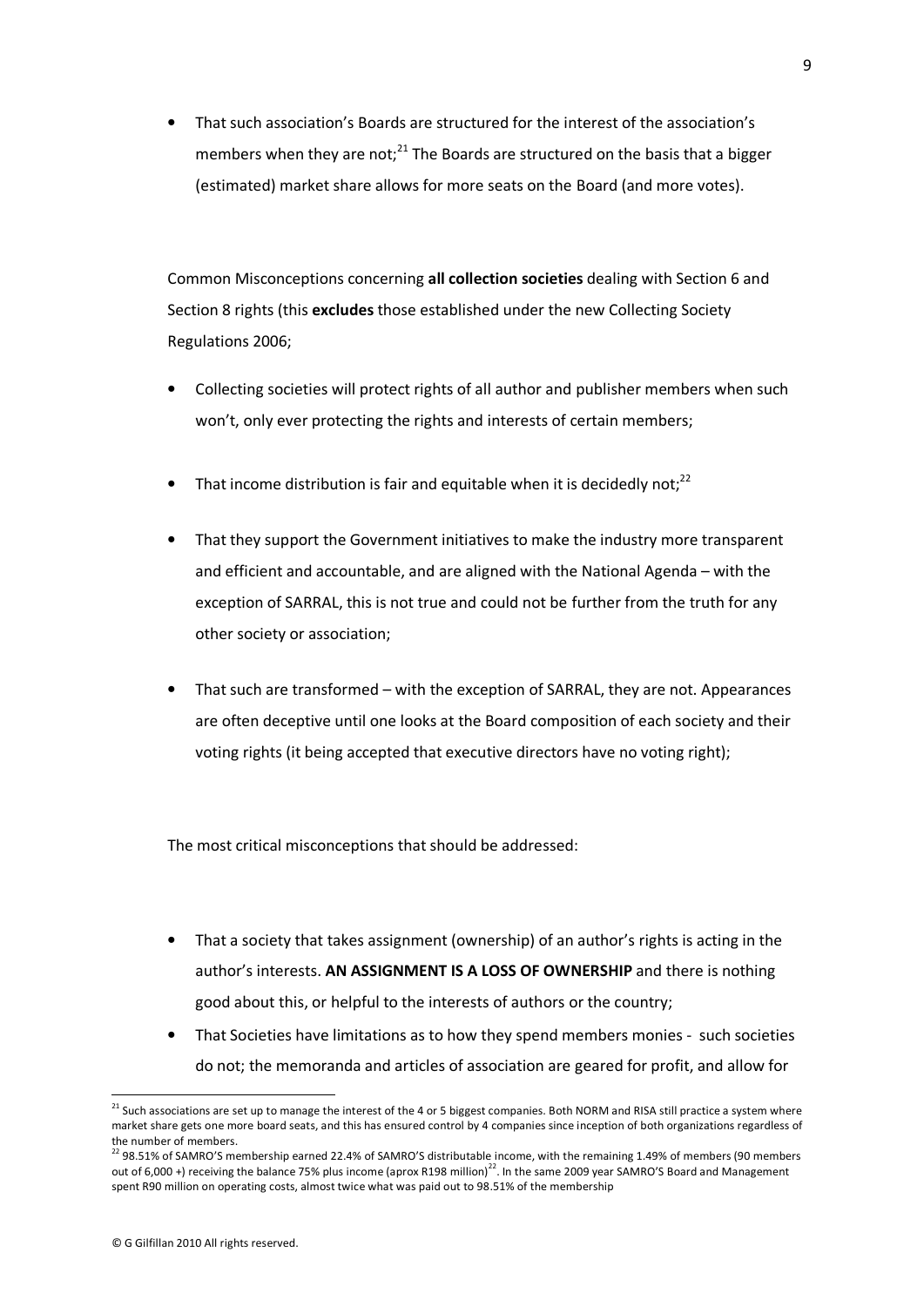- That such association's Boards are structured for the interest of the association's members when they are not;[21] The Boards are structured on the basis that a bigger (estimated) market share allows for more seats on the Board (and more votes).

Common Misconceptions concerning **all collection societies** dealing with Section 6 and Section 8 rights (this **excludes** those established under the new Collecting Society Regulations 2006;

- Collecting societies will protect rights of all author and publisher members when such won't, only ever protecting the rights and interests of certain members;
- That income distribution is fair and equitable when it is decidedly not;[22]
- That they support the Government initiatives to make the industry more transparent and efficient and accountable, and are aligned with the National Agenda – with the exception of SARRAL, this is not true and could not be further from the truth for any other society or association;
- That such are transformed – with the exception of SARRAL, they are not. Appearances are often deceptive until one looks at the Board composition of each society and their voting rights (it being accepted that executive directors have no voting right);

The most critical misconceptions that should be addressed:

- That a society that takes assignment (ownership) of an author's rights is acting in the author's interests. **AN ASSIGNMENT IS A LOSS OF OWNERSHIP** and there is nothing good about this, or helpful to the interests of authors or the country;
- That Societies have limitations as to how they spend members monies - such societies do not; the memoranda and articles of association are geared for profit, and allow for

---

[21] Such associations are set up to manage the interest of the 4 or 5 biggest companies. Both NORM and RISA still practice a system where market share gets one more board seats, and this has ensured control by 4 companies since inception of both organizations regardless of the number of members.

[22] 98.51% of SAMRO'S membership earned 22.4% of SAMRO'S distributable income, with the remaining 1.49% of members (90 members out of 6,000 +) receiving the balance 75% plus income (aprox R198 million)[22]. In the same 2009 year SAMRO'S Board and Management spent R90 million on operating costs, almost twice what was paid out to 98.51% of the membership

© G Gilfillan 2010 All rights reserved.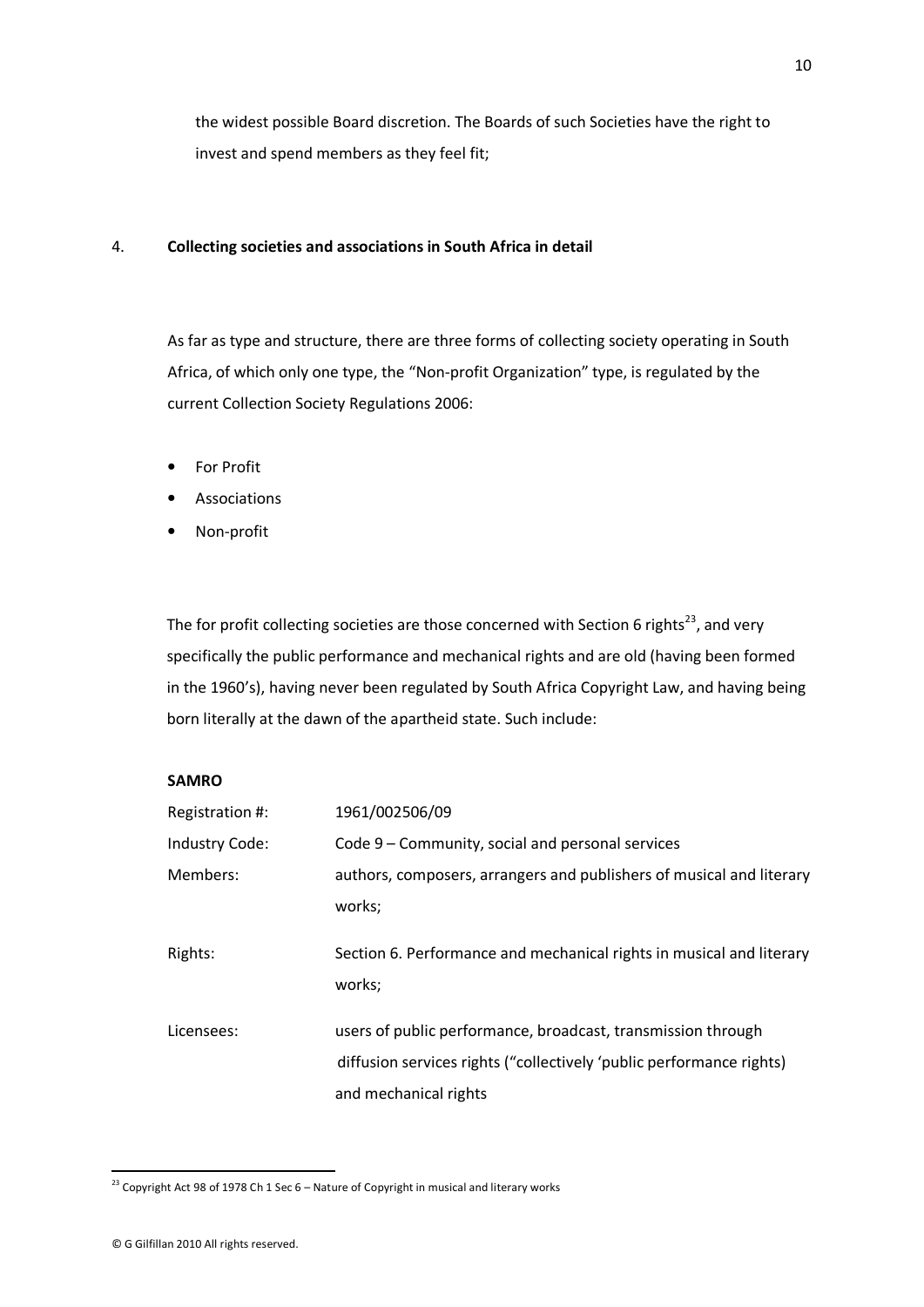the widest possible Board discretion. The Boards of such Societies have the right to invest and spend members as they feel fit;

## 4. Collecting societies and associations in South Africa in detail

As far as type and structure, there are three forms of collecting society operating in South Africa, of which only one type, the "Non-profit Organization" type, is regulated by the current Collection Society Regulations 2006:

- For Profit
- Associations
- Non-profit

The for profit collecting societies are those concerned with Section 6 rights[23], and very specifically the public performance and mechanical rights and are old (having been formed in the 1960's), having never been regulated by South Africa Copyright Law, and having being born literally at the dawn of the apartheid state. Such include:

**SAMRO**

| | |
|---|---|
| Registration #: | 1961/002506/09 |
| Industry Code: | Code 9 – Community, social and personal services |
| Members: | authors, composers, arrangers and publishers of musical and literary works; |
| Rights: | Section 6. Performance and mechanical rights in musical and literary works; |
| Licensees: | users of public performance, broadcast, transmission through diffusion services rights ("collectively 'public performance rights) and mechanical rights |

[23] Copyright Act 98 of 1978 Ch 1 Sec 6 – Nature of Copyright in musical and literary works

© G Gilfillan 2010 All rights reserved.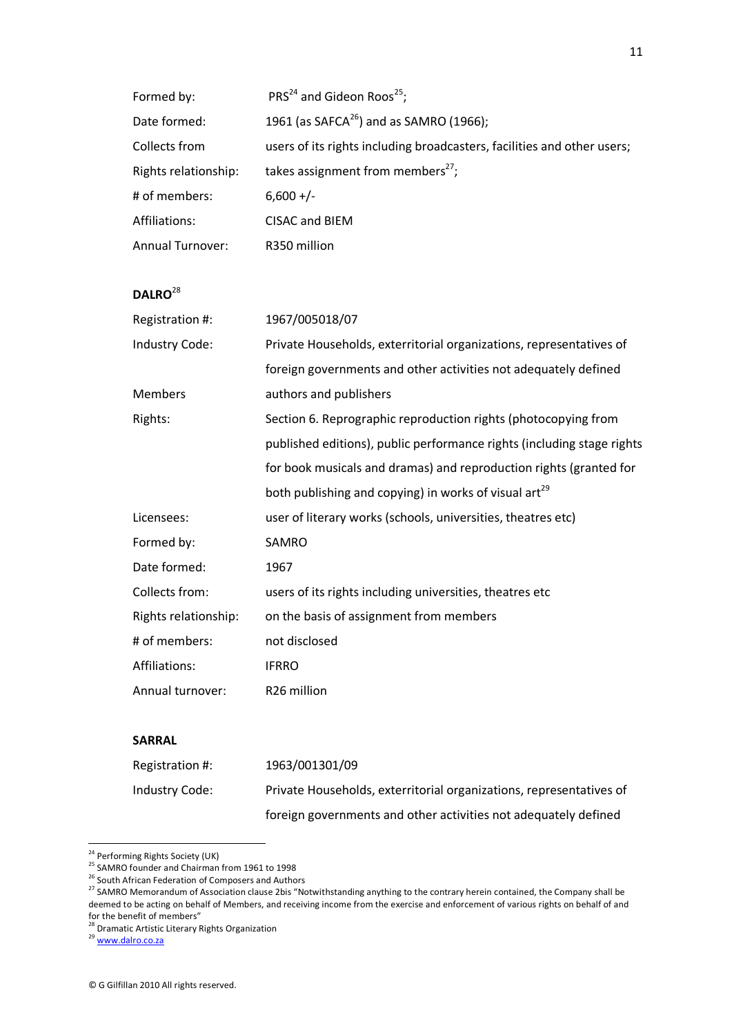| | |
|---|---|
| Formed by: | PRS[24] and Gideon Roos[25]; |
| Date formed: | 1961 (as SAFCA[26]) and as SAMRO (1966); |
| Collects from | users of its rights including broadcasters, facilities and other users; |
| Rights relationship: | takes assignment from members[27]; |
| # of members: | 6,600 +/- |
| Affiliations: | CISAC and BIEM |
| Annual Turnover: | R350 million |

**DALRO**[28]

| | |
|---|---|
| Registration #: | 1967/005018/07 |
| Industry Code: | Private Households, exterritorial organizations, representatives of foreign governments and other activities not adequately defined |
| Members | authors and publishers |
| Rights: | Section 6. Reprographic reproduction rights (photocopying from published editions), public performance rights (including stage rights for book musicals and dramas) and reproduction rights (granted for both publishing and copying) in works of visual art[29] |
| Licensees: | user of literary works (schools, universities, theatres etc) |
| Formed by: | SAMRO |
| Date formed: | 1967 |
| Collects from: | users of its rights including universities, theatres etc |
| Rights relationship: | on the basis of assignment from members |
| # of members: | not disclosed |
| Affiliations: | IFRRO |
| Annual turnover: | R26 million |

**SARRAL**

| | |
|---|---|
| Registration #: | 1963/001301/09 |
| Industry Code: | Private Households, exterritorial organizations, representatives of foreign governments and other activities not adequately defined |

---

[24] Performing Rights Society (UK)

[25] SAMRO founder and Chairman from 1961 to 1998

[26] South African Federation of Composers and Authors

[27] SAMRO Memorandum of Association clause 2bis "Notwithstanding anything to the contrary herein contained, the Company shall be deemed to be acting on behalf of Members, and receiving income from the exercise and enforcement of various rights on behalf of and for the benefit of members"

[28] Dramatic Artistic Literary Rights Organization

[29] www.dalro.co.za

© G Gilfillan 2010 All rights reserved.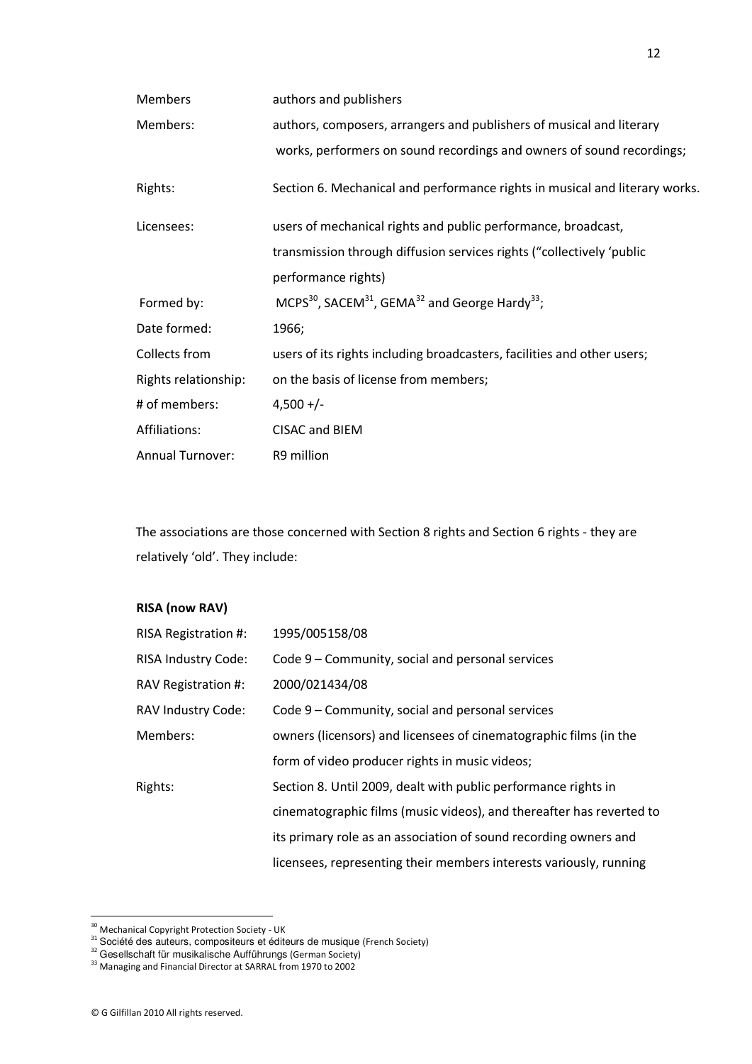| | |
|---|---|
| Members | authors and publishers |
| Members: | authors, composers, arrangers and publishers of musical and literary works, performers on sound recordings and owners of sound recordings; |
| Rights: | Section 6. Mechanical and performance rights in musical and literary works. |
| Licensees: | users of mechanical rights and public performance, broadcast, transmission through diffusion services rights ("collectively 'public performance rights) |
| Formed by: | MCPS[30], SACEM[31], GEMA[32] and George Hardy[33]; |
| Date formed: | 1966; |
| Collects from | users of its rights including broadcasters, facilities and other users; |
| Rights relationship: | on the basis of license from members; |
| # of members: | 4,500 +/- |
| Affiliations: | CISAC and BIEM |
| Annual Turnover: | R9 million |

The associations are those concerned with Section 8 rights and Section 6 rights - they are relatively 'old'. They include:

**RISA (now RAV)**

| | |
|---|---|
| RISA Registration #: | 1995/005158/08 |
| RISA Industry Code: | Code 9 – Community, social and personal services |
| RAV Registration #: | 2000/021434/08 |
| RAV Industry Code: | Code 9 – Community, social and personal services |
| Members: | owners (licensors) and licensees of cinematographic films (in the form of video producer rights in music videos; |
| Rights: | Section 8. Until 2009, dealt with public performance rights in cinematographic films (music videos), and thereafter has reverted to its primary role as an association of sound recording owners and licensees, representing their members interests variously, running |

[30] Mechanical Copyright Protection Society - UK

[31] Société des auteurs, compositeurs et éditeurs de musique (French Society)

[32] Gesellschaft für musikalische Aufführungs (German Society)

[33] Managing and Financial Director at SARRAL from 1970 to 2002

© G Gilfillan 2010 All rights reserved.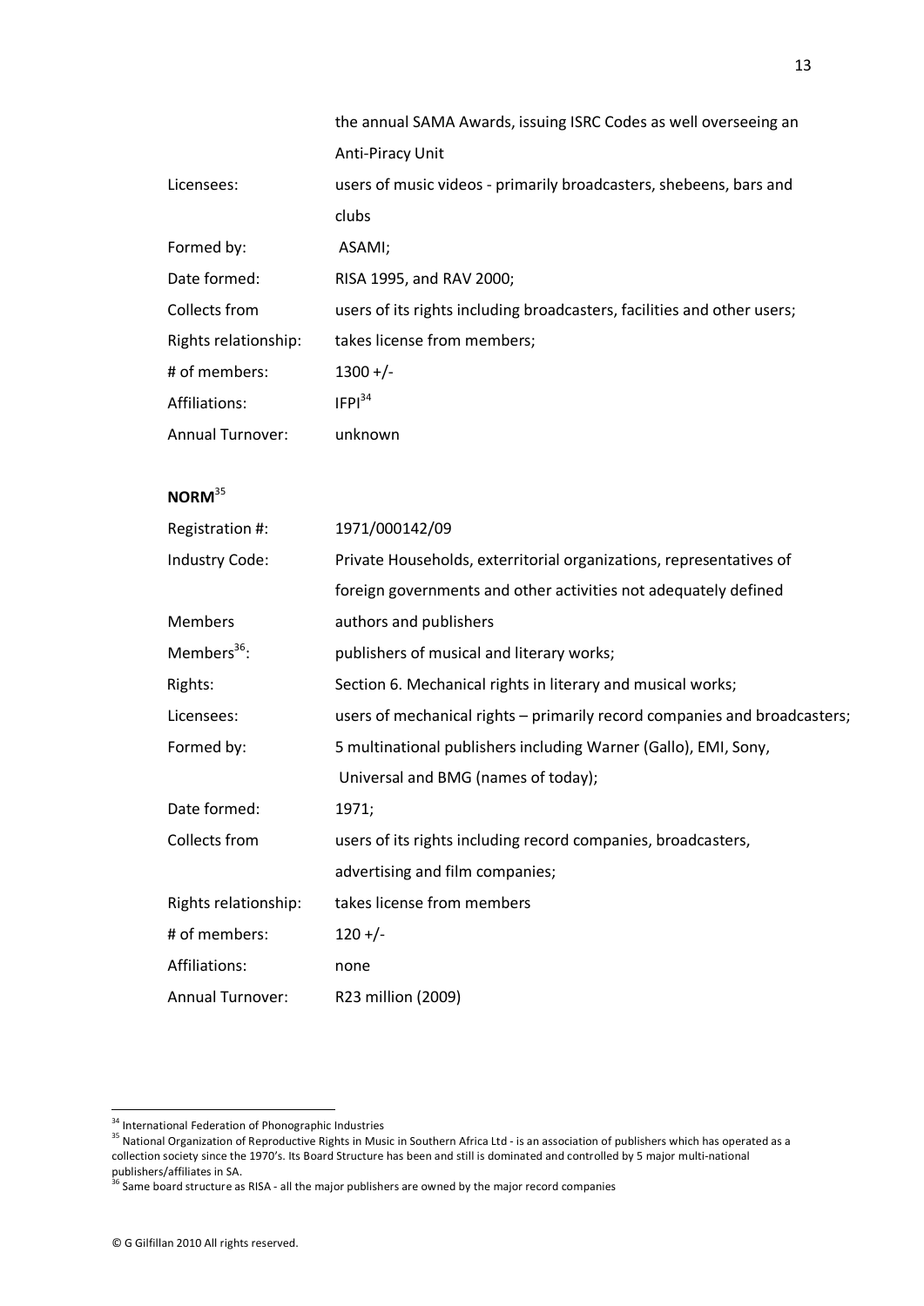|  |  |
|---|---|
|  | the annual SAMA Awards, issuing ISRC Codes as well overseeing an Anti-Piracy Unit |
| Licensees: | users of music videos - primarily broadcasters, shebeens, bars and clubs |
| Formed by: | ASAMI; |
| Date formed: | RISA 1995, and RAV 2000; |
| Collects from | users of its rights including broadcasters, facilities and other users; |
| Rights relationship: | takes license from members; |
| # of members: | 1300 +/- |
| Affiliations: | IFPI[34] |
| Annual Turnover: | unknown |

**NORM**[35]

|  |  |
|---|---|
| Registration #: | 1971/000142/09 |
| Industry Code: | Private Households, exterritorial organizations, representatives of foreign governments and other activities not adequately defined |
| Members | authors and publishers |
| Members[36]: | publishers of musical and literary works; |
| Rights: | Section 6. Mechanical rights in literary and musical works; |
| Licensees: | users of mechanical rights – primarily record companies and broadcasters; |
| Formed by: | 5 multinational publishers including Warner (Gallo), EMI, Sony, Universal and BMG (names of today); |
| Date formed: | 1971; |
| Collects from | users of its rights including record companies, broadcasters, advertising and film companies; |
| Rights relationship: | takes license from members |
| # of members: | 120 +/- |
| Affiliations: | none |
| Annual Turnover: | R23 million (2009) |

[34] International Federation of Phonographic Industries

[35] National Organization of Reproductive Rights in Music in Southern Africa Ltd - is an association of publishers which has operated as a collection society since the 1970's. Its Board Structure has been and still is dominated and controlled by 5 major multi-national publishers/affiliates in SA.

[36] Same board structure as RISA - all the major publishers are owned by the major record companies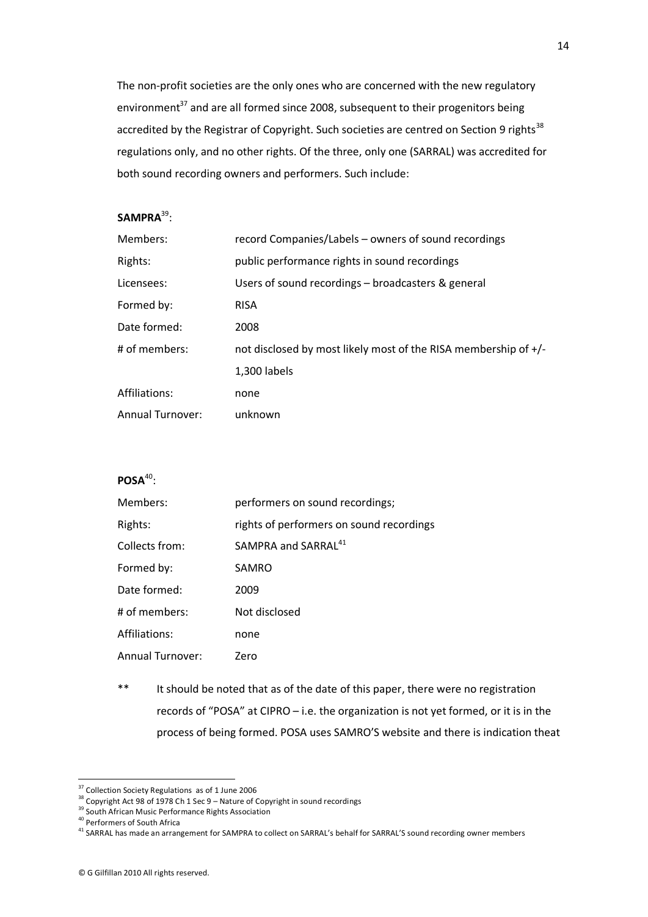The non-profit societies are the only ones who are concerned with the new regulatory environment[37] and are all formed since 2008, subsequent to their progenitors being accredited by the Registrar of Copyright. Such societies are centred on Section 9 rights[38] regulations only, and no other rights. Of the three, only one (SARRAL) was accredited for both sound recording owners and performers. Such include:

**SAMPRA**[39]:

| | |
|---|---|
| Members: | record Companies/Labels – owners of sound recordings |
| Rights: | public performance rights in sound recordings |
| Licensees: | Users of sound recordings – broadcasters & general |
| Formed by: | RISA |
| Date formed: | 2008 |
| # of members: | not disclosed by most likely most of the RISA membership of +/- 1,300 labels |
| Affiliations: | none |
| Annual Turnover: | unknown |

**POSA**[40]:

| | |
|---|---|
| Members: | performers on sound recordings; |
| Rights: | rights of performers on sound recordings |
| Collects from: | SAMPRA and SARRAL[41] |
| Formed by: | SAMRO |
| Date formed: | 2009 |
| # of members: | Not disclosed |
| Affiliations: | none |
| Annual Turnover: | Zero |

** It should be noted that as of the date of this paper, there were no registration records of "POSA" at CIPRO – i.e. the organization is not yet formed, or it is in the process of being formed. POSA uses SAMRO'S website and there is indication theat

---

[37] Collection Society Regulations as of 1 June 2006

[38] Copyright Act 98 of 1978 Ch 1 Sec 9 – Nature of Copyright in sound recordings

[39] South African Music Performance Rights Association

[40] Performers of South Africa

[41] SARRAL has made an arrangement for SAMPRA to collect on SARRAL's behalf for SARRAL'S sound recording owner members

© G Gilfillan 2010 All rights reserved.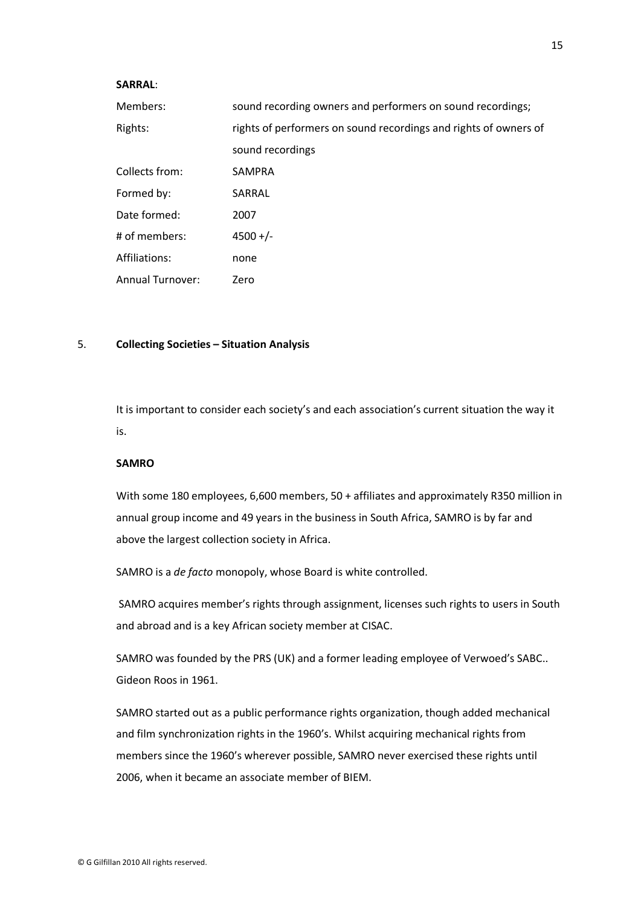**SARRAL**:

| | |
|---|---|
| Members: | sound recording owners and performers on sound recordings; |
| Rights: | rights of performers on sound recordings and rights of owners of sound recordings |
| Collects from: | SAMPRA |
| Formed by: | SARRAL |
| Date formed: | 2007 |
| # of members: | 4500 +/- |
| Affiliations: | none |
| Annual Turnover: | Zero |

## 5. Collecting Societies – Situation Analysis

It is important to consider each society's and each association's current situation the way it is.

**SAMRO**

With some 180 employees, 6,600 members, 50 + affiliates and approximately R350 million in annual group income and 49 years in the business in South Africa, SAMRO is by far and above the largest collection society in Africa.

SAMRO is a *de facto* monopoly, whose Board is white controlled.

SAMRO acquires member's rights through assignment, licenses such rights to users in South and abroad and is a key African society member at CISAC.

SAMRO was founded by the PRS (UK) and a former leading employee of Verwoed's SABC.. Gideon Roos in 1961.

SAMRO started out as a public performance rights organization, though added mechanical and film synchronization rights in the 1960's. Whilst acquiring mechanical rights from members since the 1960's wherever possible, SAMRO never exercised these rights until 2006, when it became an associate member of BIEM.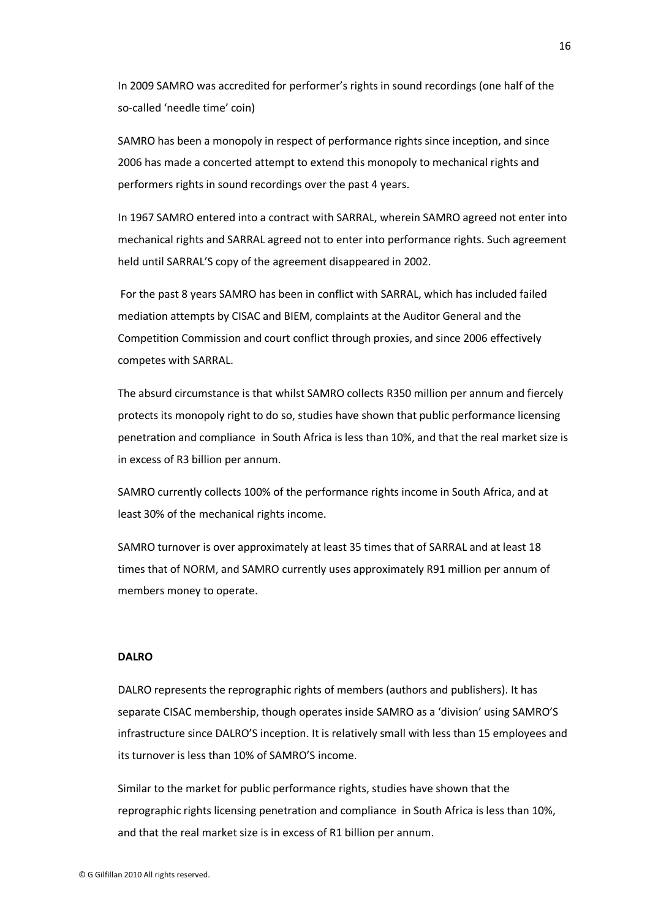In 2009 SAMRO was accredited for performer's rights in sound recordings (one half of the so-called 'needle time' coin)

SAMRO has been a monopoly in respect of performance rights since inception, and since 2006 has made a concerted attempt to extend this monopoly to mechanical rights and performers rights in sound recordings over the past 4 years.

In 1967 SAMRO entered into a contract with SARRAL, wherein SAMRO agreed not enter into mechanical rights and SARRAL agreed not to enter into performance rights. Such agreement held until SARRAL'S copy of the agreement disappeared in 2002.

For the past 8 years SAMRO has been in conflict with SARRAL, which has included failed mediation attempts by CISAC and BIEM, complaints at the Auditor General and the Competition Commission and court conflict through proxies, and since 2006 effectively competes with SARRAL.

The absurd circumstance is that whilst SAMRO collects R350 million per annum and fiercely protects its monopoly right to do so, studies have shown that public performance licensing penetration and compliance in South Africa is less than 10%, and that the real market size is in excess of R3 billion per annum.

SAMRO currently collects 100% of the performance rights income in South Africa, and at least 30% of the mechanical rights income.

SAMRO turnover is over approximately at least 35 times that of SARRAL and at least 18 times that of NORM, and SAMRO currently uses approximately R91 million per annum of members money to operate.

**DALRO**

DALRO represents the reprographic rights of members (authors and publishers). It has separate CISAC membership, though operates inside SAMRO as a 'division' using SAMRO'S infrastructure since DALRO'S inception. It is relatively small with less than 15 employees and its turnover is less than 10% of SAMRO'S income.

Similar to the market for public performance rights, studies have shown that the reprographic rights licensing penetration and compliance in South Africa is less than 10%, and that the real market size is in excess of R1 billion per annum.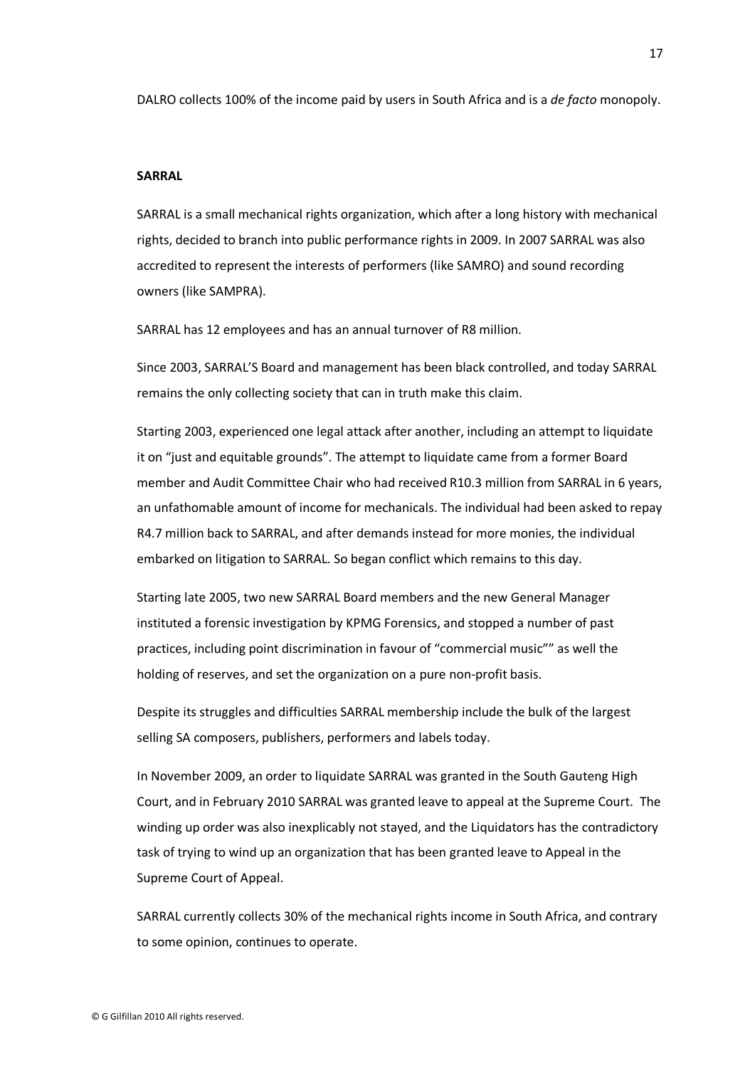DALRO collects 100% of the income paid by users in South Africa and is a *de facto* monopoly.

**SARRAL**

SARRAL is a small mechanical rights organization, which after a long history with mechanical rights, decided to branch into public performance rights in 2009. In 2007 SARRAL was also accredited to represent the interests of performers (like SAMRO) and sound recording owners (like SAMPRA).

SARRAL has 12 employees and has an annual turnover of R8 million.

Since 2003, SARRAL'S Board and management has been black controlled, and today SARRAL remains the only collecting society that can in truth make this claim.

Starting 2003, experienced one legal attack after another, including an attempt to liquidate it on "just and equitable grounds". The attempt to liquidate came from a former Board member and Audit Committee Chair who had received R10.3 million from SARRAL in 6 years, an unfathomable amount of income for mechanicals. The individual had been asked to repay R4.7 million back to SARRAL, and after demands instead for more monies, the individual embarked on litigation to SARRAL. So began conflict which remains to this day.

Starting late 2005, two new SARRAL Board members and the new General Manager instituted a forensic investigation by KPMG Forensics, and stopped a number of past practices, including point discrimination in favour of "commercial music"" as well the holding of reserves, and set the organization on a pure non-profit basis.

Despite its struggles and difficulties SARRAL membership include the bulk of the largest selling SA composers, publishers, performers and labels today.

In November 2009, an order to liquidate SARRAL was granted in the South Gauteng High Court, and in February 2010 SARRAL was granted leave to appeal at the Supreme Court. The winding up order was also inexplicably not stayed, and the Liquidators has the contradictory task of trying to wind up an organization that has been granted leave to Appeal in the Supreme Court of Appeal.

SARRAL currently collects 30% of the mechanical rights income in South Africa, and contrary to some opinion, continues to operate.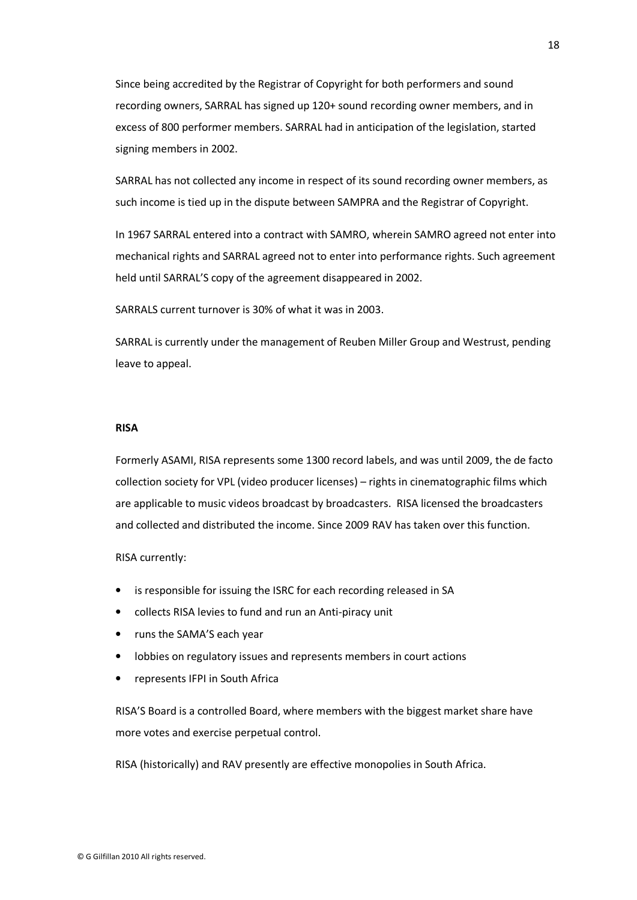Since being accredited by the Registrar of Copyright for both performers and sound recording owners, SARRAL has signed up 120+ sound recording owner members, and in excess of 800 performer members. SARRAL had in anticipation of the legislation, started signing members in 2002.

SARRAL has not collected any income in respect of its sound recording owner members, as such income is tied up in the dispute between SAMPRA and the Registrar of Copyright.

In 1967 SARRAL entered into a contract with SAMRO, wherein SAMRO agreed not enter into mechanical rights and SARRAL agreed not to enter into performance rights. Such agreement held until SARRAL'S copy of the agreement disappeared in 2002.

SARRALS current turnover is 30% of what it was in 2003.

SARRAL is currently under the management of Reuben Miller Group and Westrust, pending leave to appeal.

**RISA**

Formerly ASAMI, RISA represents some 1300 record labels, and was until 2009, the de facto collection society for VPL (video producer licenses) – rights in cinematographic films which are applicable to music videos broadcast by broadcasters. RISA licensed the broadcasters and collected and distributed the income. Since 2009 RAV has taken over this function.

RISA currently:

- is responsible for issuing the ISRC for each recording released in SA
- collects RISA levies to fund and run an Anti-piracy unit
- runs the SAMA'S each year
- lobbies on regulatory issues and represents members in court actions
- represents IFPI in South Africa

RISA'S Board is a controlled Board, where members with the biggest market share have more votes and exercise perpetual control.

RISA (historically) and RAV presently are effective monopolies in South Africa.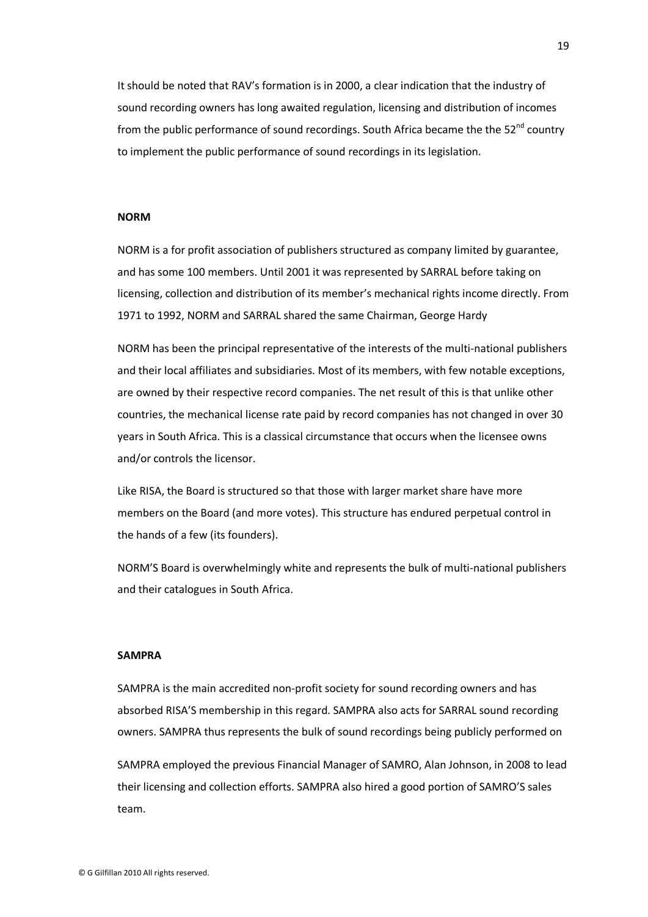It should be noted that RAV's formation is in 2000, a clear indication that the industry of sound recording owners has long awaited regulation, licensing and distribution of incomes from the public performance of sound recordings. South Africa became the the 52nd country to implement the public performance of sound recordings in its legislation.

**NORM**

NORM is a for profit association of publishers structured as company limited by guarantee, and has some 100 members. Until 2001 it was represented by SARRAL before taking on licensing, collection and distribution of its member's mechanical rights income directly. From 1971 to 1992, NORM and SARRAL shared the same Chairman, George Hardy

NORM has been the principal representative of the interests of the multi-national publishers and their local affiliates and subsidiaries. Most of its members, with few notable exceptions, are owned by their respective record companies. The net result of this is that unlike other countries, the mechanical license rate paid by record companies has not changed in over 30 years in South Africa. This is a classical circumstance that occurs when the licensee owns and/or controls the licensor.

Like RISA, the Board is structured so that those with larger market share have more members on the Board (and more votes). This structure has endured perpetual control in the hands of a few (its founders).

NORM'S Board is overwhelmingly white and represents the bulk of multi-national publishers and their catalogues in South Africa.

**SAMPRA**

SAMPRA is the main accredited non-profit society for sound recording owners and has absorbed RISA'S membership in this regard. SAMPRA also acts for SARRAL sound recording owners. SAMPRA thus represents the bulk of sound recordings being publicly performed on

SAMPRA employed the previous Financial Manager of SAMRO, Alan Johnson, in 2008 to lead their licensing and collection efforts. SAMPRA also hired a good portion of SAMRO'S sales team.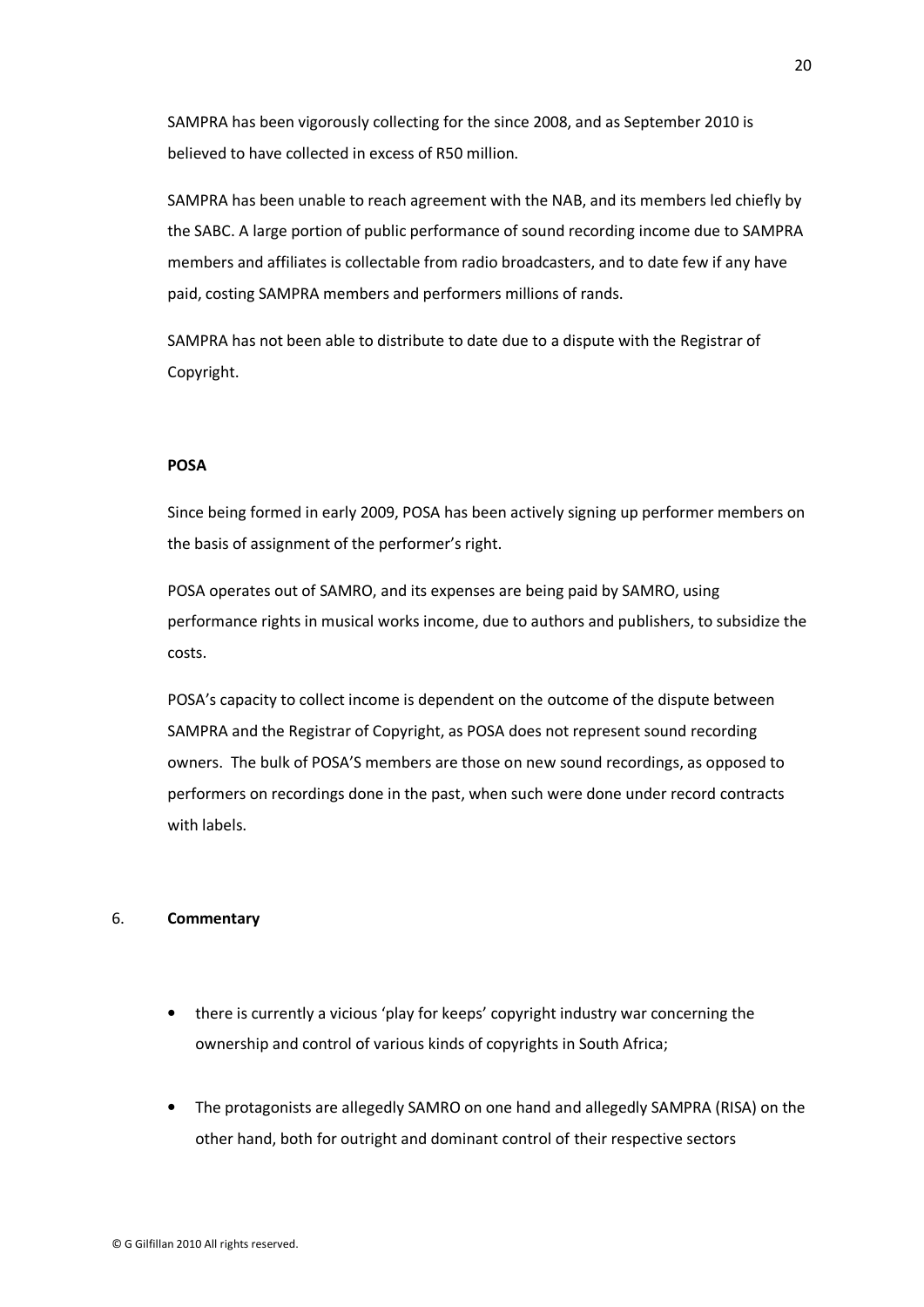SAMPRA has been vigorously collecting for the since 2008, and as September 2010 is believed to have collected in excess of R50 million.

SAMPRA has been unable to reach agreement with the NAB, and its members led chiefly by the SABC. A large portion of public performance of sound recording income due to SAMPRA members and affiliates is collectable from radio broadcasters, and to date few if any have paid, costing SAMPRA members and performers millions of rands.

SAMPRA has not been able to distribute to date due to a dispute with the Registrar of Copyright.

**POSA**

Since being formed in early 2009, POSA has been actively signing up performer members on the basis of assignment of the performer's right.

POSA operates out of SAMRO, and its expenses are being paid by SAMRO, using performance rights in musical works income, due to authors and publishers, to subsidize the costs.

POSA's capacity to collect income is dependent on the outcome of the dispute between SAMPRA and the Registrar of Copyright, as POSA does not represent sound recording owners. The bulk of POSA'S members are those on new sound recordings, as opposed to performers on recordings done in the past, when such were done under record contracts with labels.

## 6. Commentary

- there is currently a vicious 'play for keeps' copyright industry war concerning the ownership and control of various kinds of copyrights in South Africa;

- The protagonists are allegedly SAMRO on one hand and allegedly SAMPRA (RISA) on the other hand, both for outright and dominant control of their respective sectors

© G Gilfillan 2010 All rights reserved.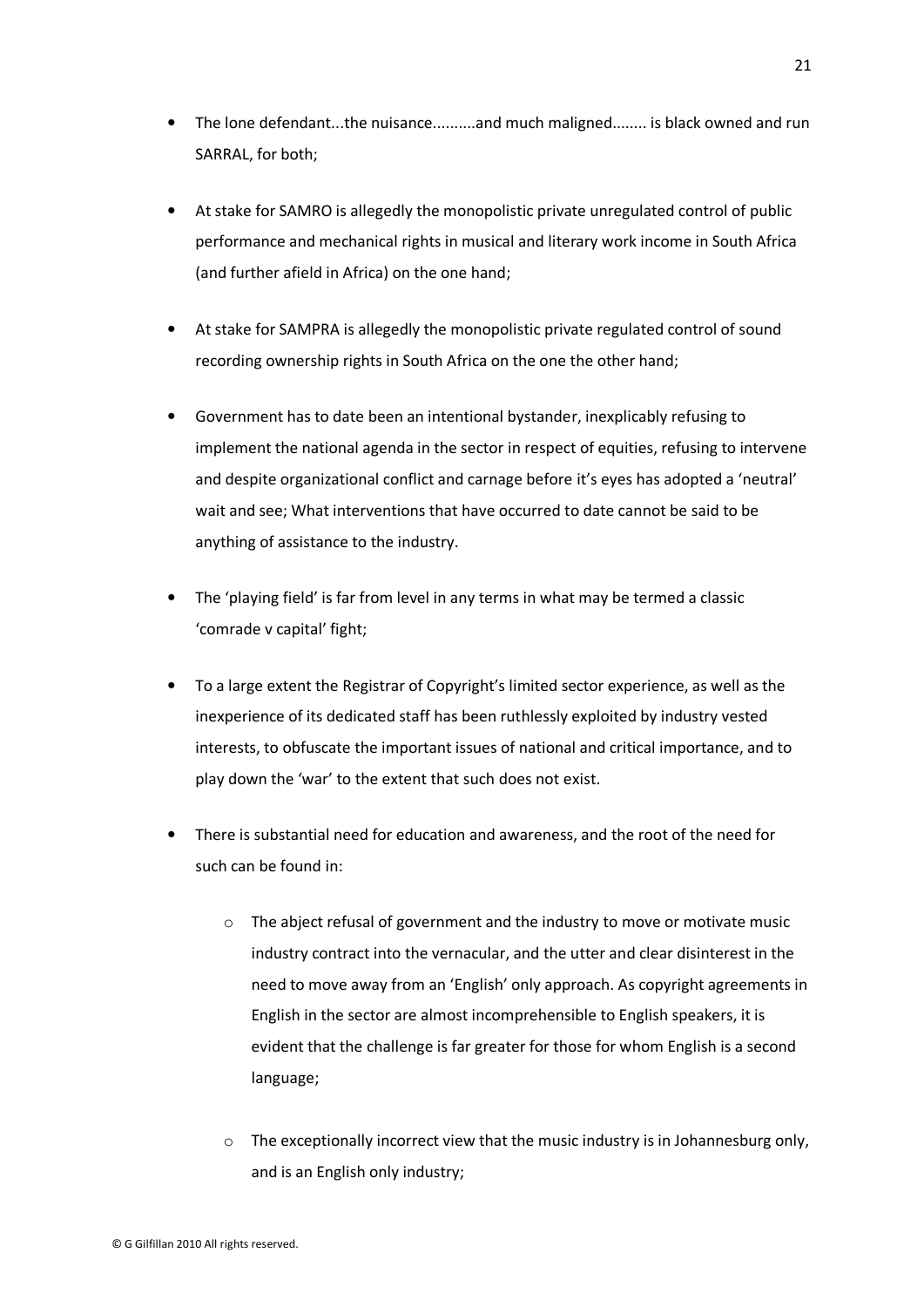- The lone defendant...the nuisance..........and much maligned........ is black owned and run SARRAL, for both;
- At stake for SAMRO is allegedly the monopolistic private unregulated control of public performance and mechanical rights in musical and literary work income in South Africa (and further afield in Africa) on the one hand;
- At stake for SAMPRA is allegedly the monopolistic private regulated control of sound recording ownership rights in South Africa on the one the other hand;
- Government has to date been an intentional bystander, inexplicably refusing to implement the national agenda in the sector in respect of equities, refusing to intervene and despite organizational conflict and carnage before it's eyes has adopted a 'neutral' wait and see; What interventions that have occurred to date cannot be said to be anything of assistance to the industry.
- The 'playing field' is far from level in any terms in what may be termed a classic 'comrade v capital' fight;
- To a large extent the Registrar of Copyright's limited sector experience, as well as the inexperience of its dedicated staff has been ruthlessly exploited by industry vested interests, to obfuscate the important issues of national and critical importance, and to play down the 'war' to the extent that such does not exist.
- There is substantial need for education and awareness, and the root of the need for such can be found in:
  - The abject refusal of government and the industry to move or motivate music industry contract into the vernacular, and the utter and clear disinterest in the need to move away from an 'English' only approach. As copyright agreements in English in the sector are almost incomprehensible to English speakers, it is evident that the challenge is far greater for those for whom English is a second language;
  - The exceptionally incorrect view that the music industry is in Johannesburg only, and is an English only industry;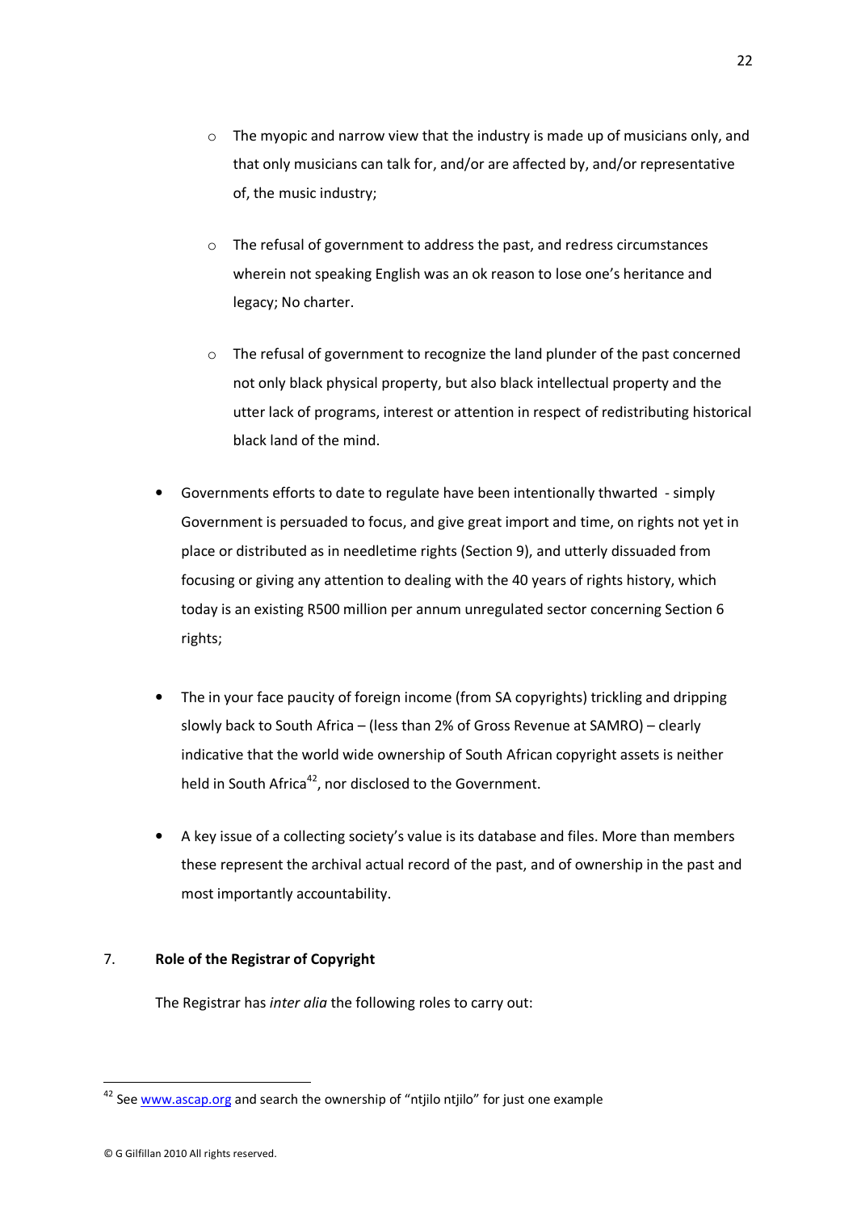- The myopic and narrow view that the industry is made up of musicians only, and that only musicians can talk for, and/or are affected by, and/or representative of, the music industry;
- The refusal of government to address the past, and redress circumstances wherein not speaking English was an ok reason to lose one's heritance and legacy; No charter.
- The refusal of government to recognize the land plunder of the past concerned not only black physical property, but also black intellectual property and the utter lack of programs, interest or attention in respect of redistributing historical black land of the mind.

- Governments efforts to date to regulate have been intentionally thwarted - simply Government is persuaded to focus, and give great import and time, on rights not yet in place or distributed as in needletime rights (Section 9), and utterly dissuaded from focusing or giving any attention to dealing with the 40 years of rights history, which today is an existing R500 million per annum unregulated sector concerning Section 6 rights;

- The in your face paucity of foreign income (from SA copyrights) trickling and dripping slowly back to South Africa – (less than 2% of Gross Revenue at SAMRO) – clearly indicative that the world wide ownership of South African copyright assets is neither held in South Africa[42], nor disclosed to the Government.

- A key issue of a collecting society's value is its database and files. More than members these represent the archival actual record of the past, and of ownership in the past and most importantly accountability.

7. **Role of the Registrar of Copyright**

The Registrar has *inter alia* the following roles to carry out:

[42] See www.ascap.org and search the ownership of "ntjilo ntjilo" for just one example

© G Gilfillan 2010 All rights reserved.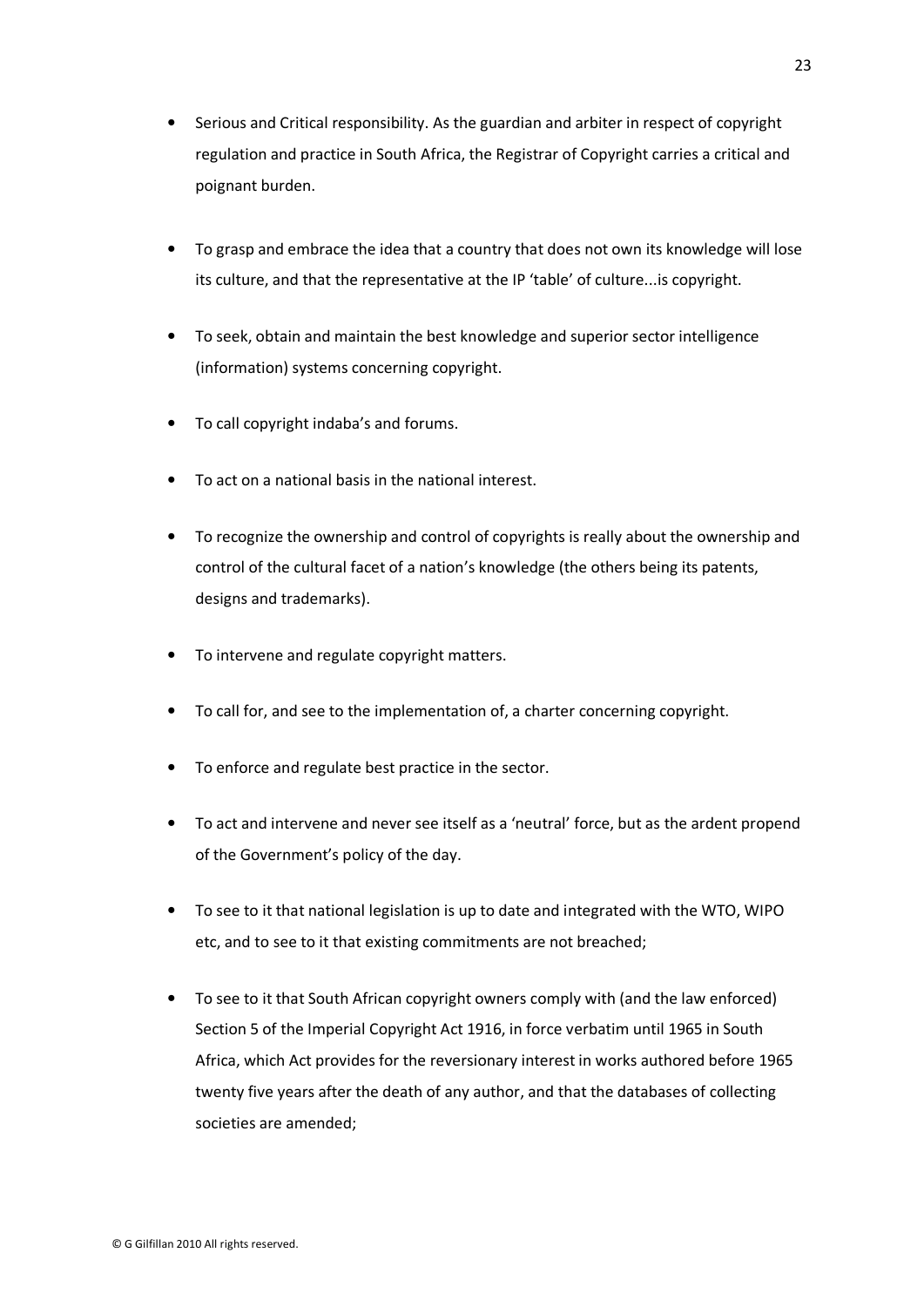- Serious and Critical responsibility. As the guardian and arbiter in respect of copyright regulation and practice in South Africa, the Registrar of Copyright carries a critical and poignant burden.

- To grasp and embrace the idea that a country that does not own its knowledge will lose its culture, and that the representative at the IP 'table' of culture...is copyright.

- To seek, obtain and maintain the best knowledge and superior sector intelligence (information) systems concerning copyright.

- To call copyright indaba's and forums.

- To act on a national basis in the national interest.

- To recognize the ownership and control of copyrights is really about the ownership and control of the cultural facet of a nation's knowledge (the others being its patents, designs and trademarks).

- To intervene and regulate copyright matters.

- To call for, and see to the implementation of, a charter concerning copyright.

- To enforce and regulate best practice in the sector.

- To act and intervene and never see itself as a 'neutral' force, but as the ardent propend of the Government's policy of the day.

- To see to it that national legislation is up to date and integrated with the WTO, WIPO etc, and to see to it that existing commitments are not breached;

- To see to it that South African copyright owners comply with (and the law enforced) Section 5 of the Imperial Copyright Act 1916, in force verbatim until 1965 in South Africa, which Act provides for the reversionary interest in works authored before 1965 twenty five years after the death of any author, and that the databases of collecting societies are amended;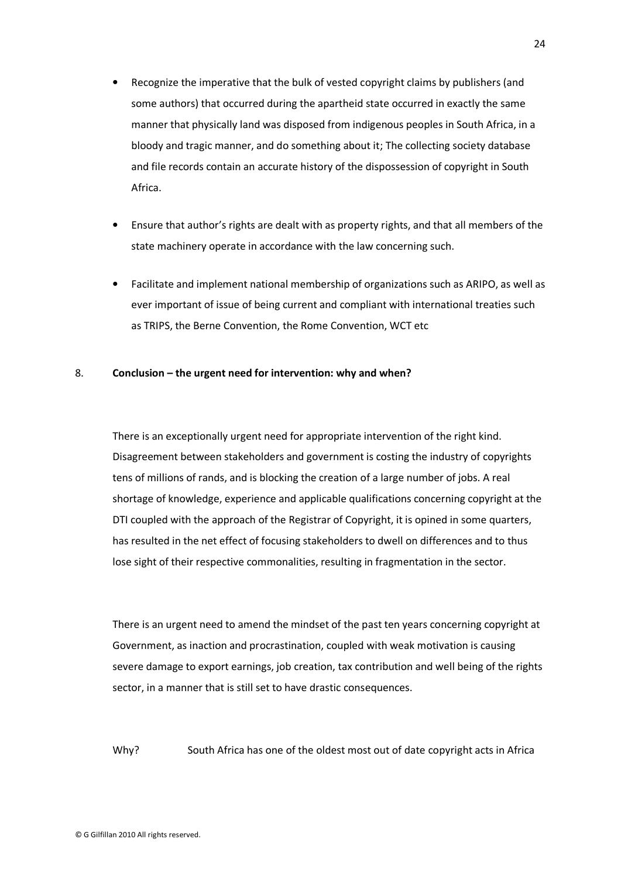- Recognize the imperative that the bulk of vested copyright claims by publishers (and some authors) that occurred during the apartheid state occurred in exactly the same manner that physically land was disposed from indigenous peoples in South Africa, in a bloody and tragic manner, and do something about it; The collecting society database and file records contain an accurate history of the dispossession of copyright in South Africa.

- Ensure that author's rights are dealt with as property rights, and that all members of the state machinery operate in accordance with the law concerning such.

- Facilitate and implement national membership of organizations such as ARIPO, as well as ever important of issue of being current and compliant with international treaties such as TRIPS, the Berne Convention, the Rome Convention, WCT etc

## 8. **Conclusion – the urgent need for intervention: why and when?**

There is an exceptionally urgent need for appropriate intervention of the right kind. Disagreement between stakeholders and government is costing the industry of copyrights tens of millions of rands, and is blocking the creation of a large number of jobs. A real shortage of knowledge, experience and applicable qualifications concerning copyright at the DTI coupled with the approach of the Registrar of Copyright, it is opined in some quarters, has resulted in the net effect of focusing stakeholders to dwell on differences and to thus lose sight of their respective commonalities, resulting in fragmentation in the sector.

There is an urgent need to amend the mindset of the past ten years concerning copyright at Government, as inaction and procrastination, coupled with weak motivation is causing severe damage to export earnings, job creation, tax contribution and well being of the rights sector, in a manner that is still set to have drastic consequences.

Why? South Africa has one of the oldest most out of date copyright acts in Africa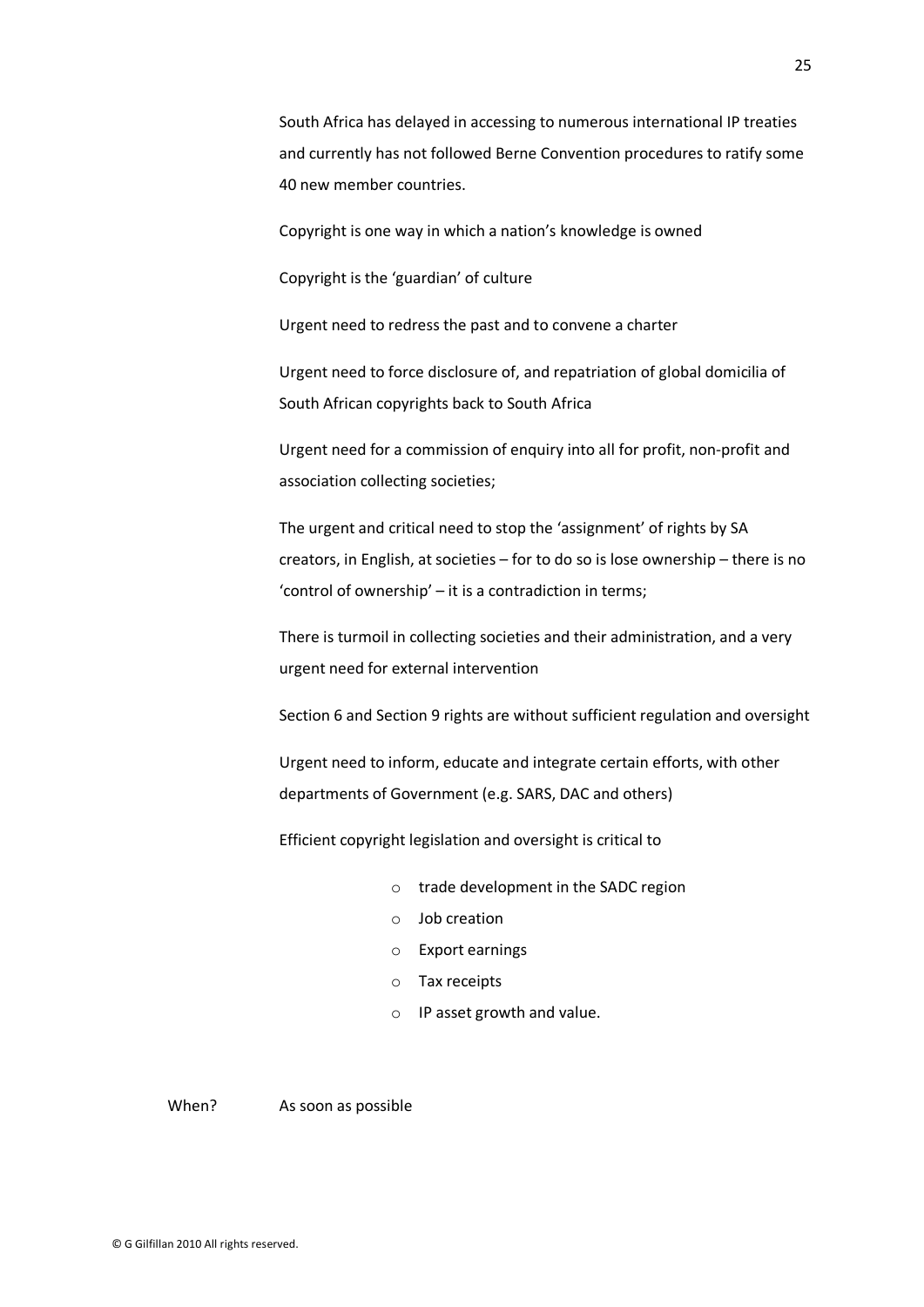South Africa has delayed in accessing to numerous international IP treaties and currently has not followed Berne Convention procedures to ratify some 40 new member countries.

Copyright is one way in which a nation's knowledge is owned

Copyright is the 'guardian' of culture

Urgent need to redress the past and to convene a charter

Urgent need to force disclosure of, and repatriation of global domicilia of South African copyrights back to South Africa

Urgent need for a commission of enquiry into all for profit, non-profit and association collecting societies;

The urgent and critical need to stop the 'assignment' of rights by SA creators, in English, at societies – for to do so is lose ownership – there is no 'control of ownership' – it is a contradiction in terms;

There is turmoil in collecting societies and their administration, and a very urgent need for external intervention

Section 6 and Section 9 rights are without sufficient regulation and oversight

Urgent need to inform, educate and integrate certain efforts, with other departments of Government (e.g. SARS, DAC and others)

Efficient copyright legislation and oversight is critical to

- trade development in the SADC region
- Job creation
- Export earnings
- Tax receipts
- IP asset growth and value.

When? As soon as possible

© G Gilfillan 2010 All rights reserved.